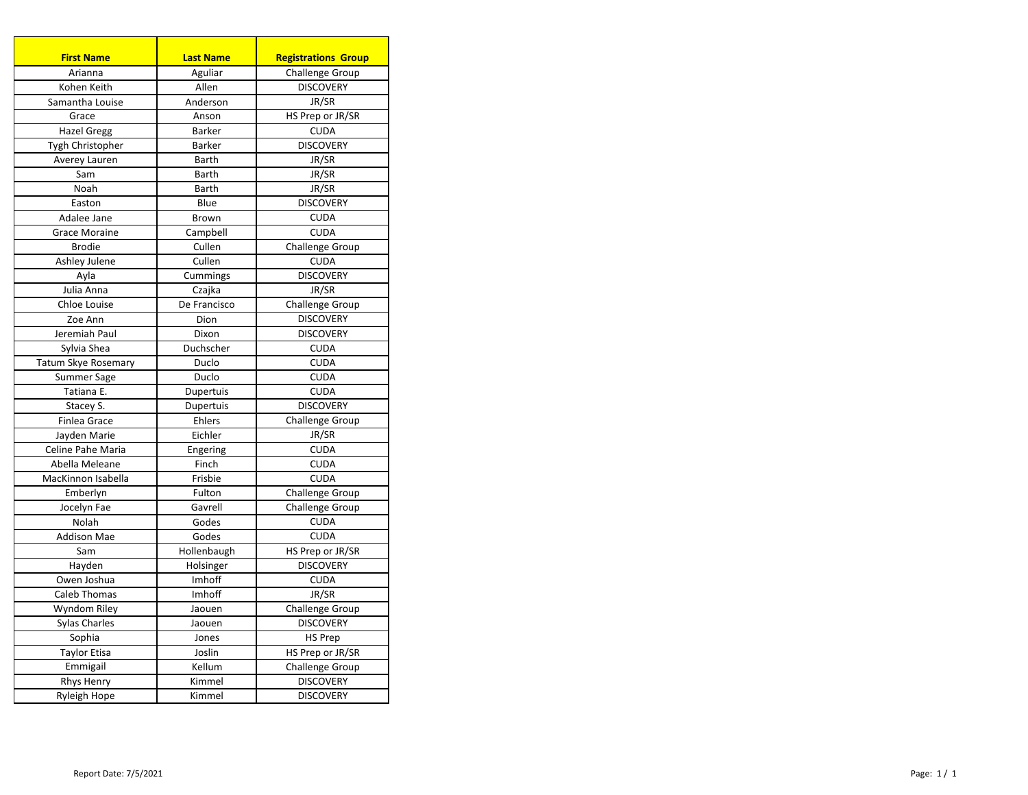| First Name | Last Name | Registrations Group |
| --- | --- | --- |
| Arianna | Aguliar | Challenge Group |
| Kohen Keith | Allen | DISCOVERY |
| Samantha Louise | Anderson | JR/SR |
| Grace | Anson | HS Prep or JR/SR |
| Hazel Gregg | Barker | CUDA |
| Tygh Christopher | Barker | DISCOVERY |
| Averey Lauren | Barth | JR/SR |
| Sam | Barth | JR/SR |
| Noah | Barth | JR/SR |
| Easton | Blue | DISCOVERY |
| Adalee Jane | Brown | CUDA |
| Grace Moraine | Campbell | CUDA |
| Brodie | Cullen | Challenge Group |
| Ashley Julene | Cullen | CUDA |
| Ayla | Cummings | DISCOVERY |
| Julia Anna | Czajka | JR/SR |
| Chloe Louise | De Francisco | Challenge Group |
| Zoe Ann | Dion | DISCOVERY |
| Jeremiah Paul | Dixon | DISCOVERY |
| Sylvia Shea | Duchscher | CUDA |
| Tatum Skye Rosemary | Duclo | CUDA |
| Summer Sage | Duclo | CUDA |
| Tatiana E. | Dupertuis | CUDA |
| Stacey S. | Dupertuis | DISCOVERY |
| Finlea Grace | Ehlers | Challenge Group |
| Jayden Marie | Eichler | JR/SR |
| Celine Pahe Maria | Engering | CUDA |
| Abella Meleane | Finch | CUDA |
| MacKinnon Isabella | Frisbie | CUDA |
| Emberlyn | Fulton | Challenge Group |
| Jocelyn Fae | Gavrell | Challenge Group |
| Nolah | Godes | CUDA |
| Addison Mae | Godes | CUDA |
| Sam | Hollenbaugh | HS Prep or JR/SR |
| Hayden | Holsinger | DISCOVERY |
| Owen Joshua | Imhoff | CUDA |
| Caleb Thomas | Imhoff | JR/SR |
| Wyndom Riley | Jaouen | Challenge Group |
| Sylas Charles | Jaouen | DISCOVERY |
| Sophia | Jones | HS Prep |
| Taylor Etisa | Joslin | HS Prep or JR/SR |
| Emmigail | Kellum | Challenge Group |
| Rhys Henry | Kimmel | DISCOVERY |
| Ryleigh Hope | Kimmel | DISCOVERY |

Report Date: 7/5/2021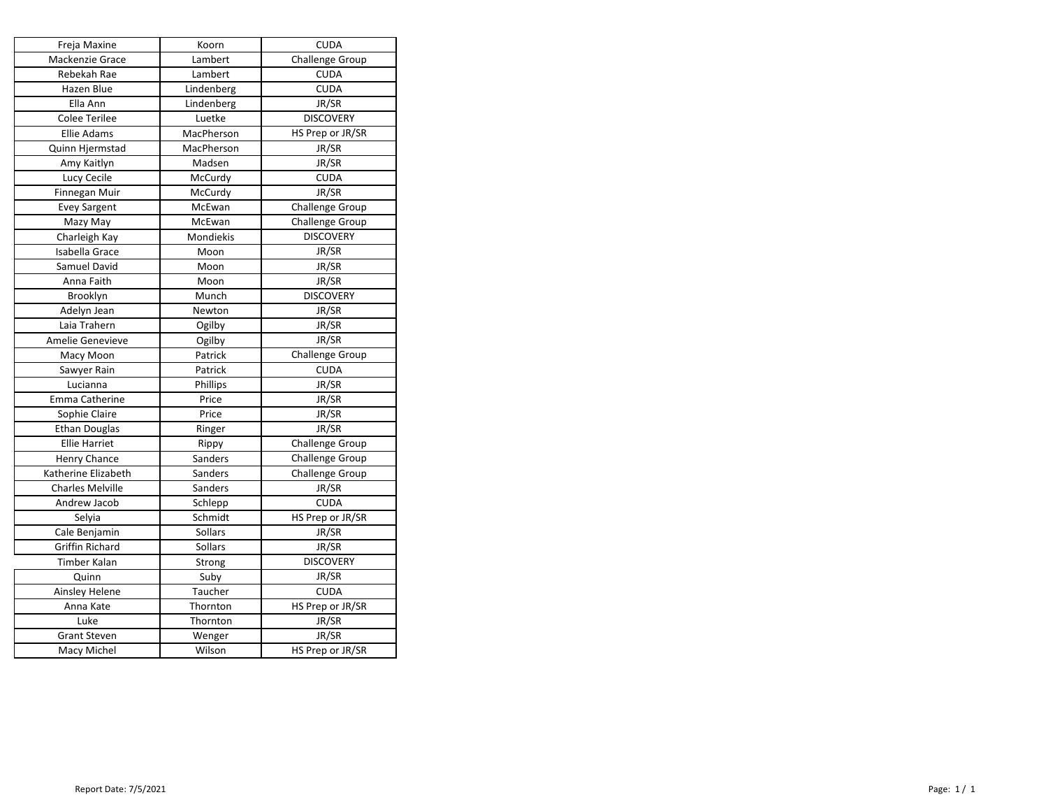| | | |
|---|---|---|
| Freja Maxine | Koorn | CUDA |
| Mackenzie Grace | Lambert | Challenge Group |
| Rebekah Rae | Lambert | CUDA |
| Hazen Blue | Lindenberg | CUDA |
| Ella Ann | Lindenberg | JR/SR |
| Colee Terilee | Luetke | DISCOVERY |
| Ellie Adams | MacPherson | HS Prep or JR/SR |
| Quinn Hjermstad | MacPherson | JR/SR |
| Amy Kaitlyn | Madsen | JR/SR |
| Lucy Cecile | McCurdy | CUDA |
| Finnegan Muir | McCurdy | JR/SR |
| Evey Sargent | McEwan | Challenge Group |
| Mazy May | McEwan | Challenge Group |
| Charleigh Kay | Mondiekis | DISCOVERY |
| Isabella Grace | Moon | JR/SR |
| Samuel David | Moon | JR/SR |
| Anna Faith | Moon | JR/SR |
| Brooklyn | Munch | DISCOVERY |
| Adelyn Jean | Newton | JR/SR |
| Laia Trahern | Ogilby | JR/SR |
| Amelie Genevieve | Ogilby | JR/SR |
| Macy Moon | Patrick | Challenge Group |
| Sawyer Rain | Patrick | CUDA |
| Lucianna | Phillips | JR/SR |
| Emma Catherine | Price | JR/SR |
| Sophie Claire | Price | JR/SR |
| Ethan Douglas | Ringer | JR/SR |
| Ellie Harriet | Rippy | Challenge Group |
| Henry Chance | Sanders | Challenge Group |
| Katherine Elizabeth | Sanders | Challenge Group |
| Charles Melville | Sanders | JR/SR |
| Andrew Jacob | Schlepp | CUDA |
| Selyia | Schmidt | HS Prep or JR/SR |
| Cale Benjamin | Sollars | JR/SR |
| Griffin Richard | Sollars | JR/SR |
| Timber Kalan | Strong | DISCOVERY |
| Quinn | Suby | JR/SR |
| Ainsley Helene | Taucher | CUDA |
| Anna Kate | Thornton | HS Prep or JR/SR |
| Luke | Thornton | JR/SR |
| Grant Steven | Wenger | JR/SR |
| Macy Michel | Wilson | HS Prep or JR/SR |

Report Date: 7/5/2021